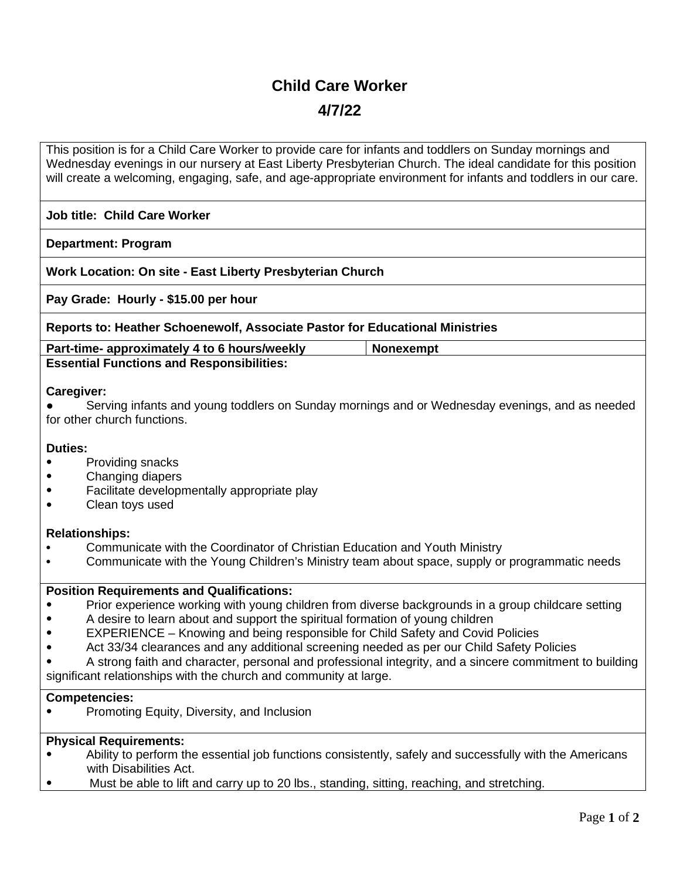# Child Care Worker

## 4/7/22

This position is for a Child Care Worker to provide care for infants and toddlers on Sunday mornings and Wednesday evenings in our nursery at East Liberty Presbyterian Church. The ideal candidate for this position will create a welcoming, engaging, safe, and age-appropriate environment for infants and toddlers in our care.

**Job title: Child Care Worker**

**Department: Program**

**Work Location: On site - East Liberty Presbyterian Church**

**Pay Grade: Hourly - $15.00 per hour**

**Reports to: Heather Schoenewolf, Associate Pastor for Educational Ministries**

| **Part-time- approximately 4 to 6 hours/weekly** | **Nonexempt** |
|---|---|

**Essential Functions and Responsibilities:**

**Caregiver:**

- Serving infants and young toddlers on Sunday mornings and or Wednesday evenings, and as needed for other church functions.

**Duties:**

- Providing snacks
- Changing diapers
- Facilitate developmentally appropriate play
- Clean toys used

**Relationships:**

- Communicate with the Coordinator of Christian Education and Youth Ministry
- Communicate with the Young Children's Ministry team about space, supply or programmatic needs

**Position Requirements and Qualifications:**

- Prior experience working with young children from diverse backgrounds in a group childcare setting
- A desire to learn about and support the spiritual formation of young children
- EXPERIENCE – Knowing and being responsible for Child Safety and Covid Policies
- Act 33/34 clearances and any additional screening needed as per our Child Safety Policies
- A strong faith and character, personal and professional integrity, and a sincere commitment to building significant relationships with the church and community at large.

**Competencies:**

- Promoting Equity, Diversity, and Inclusion

**Physical Requirements:**

- Ability to perform the essential job functions consistently, safely and successfully with the Americans with Disabilities Act.
- Must be able to lift and carry up to 20 lbs., standing, sitting, reaching, and stretching.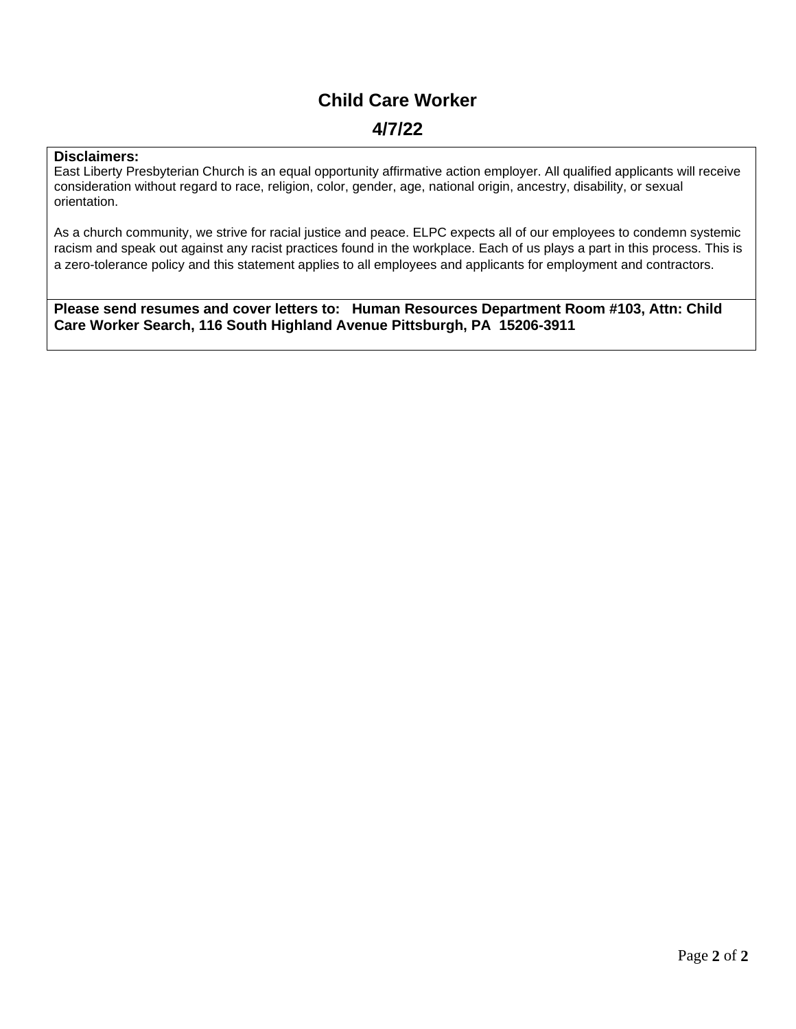# Child Care Worker

## 4/7/22

**Disclaimers:**

East Liberty Presbyterian Church is an equal opportunity affirmative action employer. All qualified applicants will receive consideration without regard to race, religion, color, gender, age, national origin, ancestry, disability, or sexual orientation.

As a church community, we strive for racial justice and peace. ELPC expects all of our employees to condemn systemic racism and speak out against any racist practices found in the workplace. Each of us plays a part in this process. This is a zero-tolerance policy and this statement applies to all employees and applicants for employment and contractors.

**Please send resumes and cover letters to: Human Resources Department Room #103, Attn: Child Care Worker Search, 116 South Highland Avenue Pittsburgh, PA 15206-3911**